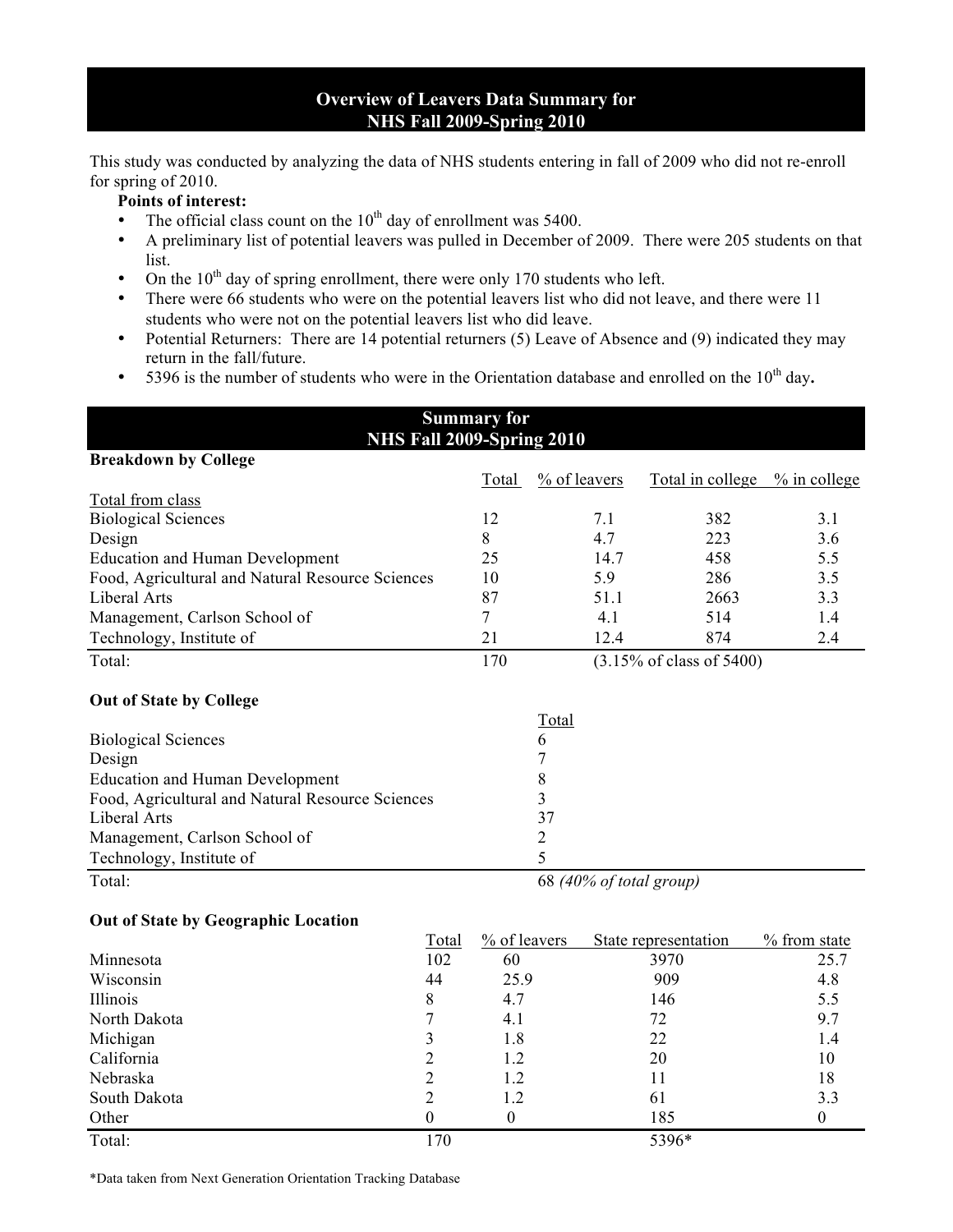# Overview of Leavers Data Summary for NHS Fall 2009-Spring 2010

This study was conducted by analyzing the data of NHS students entering in fall of 2009 who did not re-enroll for spring of 2010.

**Points of interest:**

- The official class count on the 10th day of enrollment was 5400.
- A preliminary list of potential leavers was pulled in December of 2009. There were 205 students on that list.
- On the 10th day of spring enrollment, there were only 170 students who left.
- There were 66 students who were on the potential leavers list who did not leave, and there were 11 students who were not on the potential leavers list who did leave.
- Potential Returners: There are 14 potential returners (5) Leave of Absence and (9) indicated they may return in the fall/future.
- 5396 is the number of students who were in the Orientation database and enrolled on the 10th day**.**

## Summary for NHS Fall 2009-Spring 2010

**Breakdown by College**

| | Total | % of leavers | Total in college | % in college |
|---|---|---|---|---|
| Total from class | | | | |
| Biological Sciences | 12 | 7.1 | 382 | 3.1 |
| Design | 8 | 4.7 | 223 | 3.6 |
| Education and Human Development | 25 | 14.7 | 458 | 5.5 |
| Food, Agricultural and Natural Resource Sciences | 10 | 5.9 | 286 | 3.5 |
| Liberal Arts | 87 | 51.1 | 2663 | 3.3 |
| Management, Carlson School of | 7 | 4.1 | 514 | 1.4 |
| Technology, Institute of | 21 | 12.4 | 874 | 2.4 |
| Total: | 170 | (3.15% of class of 5400) | | |

**Out of State by College**

| | Total |
|---|---|
| Biological Sciences | 6 |
| Design | 7 |
| Education and Human Development | 8 |
| Food, Agricultural and Natural Resource Sciences | 3 |
| Liberal Arts | 37 |
| Management, Carlson School of | 2 |
| Technology, Institute of | 5 |
| Total: | 68 *(40% of total group)* |

**Out of State by Geographic Location**

| | Total | % of leavers | State representation | % from state |
|---|---|---|---|---|
| Minnesota | 102 | 60 | 3970 | 25.7 |
| Wisconsin | 44 | 25.9 | 909 | 4.8 |
| Illinois | 8 | 4.7 | 146 | 5.5 |
| North Dakota | 7 | 4.1 | 72 | 9.7 |
| Michigan | 3 | 1.8 | 22 | 1.4 |
| California | 2 | 1.2 | 20 | 10 |
| Nebraska | 2 | 1.2 | 11 | 18 |
| South Dakota | 2 | 1.2 | 61 | 3.3 |
| Other | 0 | 0 | 185 | 0 |
| Total: | 170 | | 5396* | |

*Data taken from Next Generation Orientation Tracking Database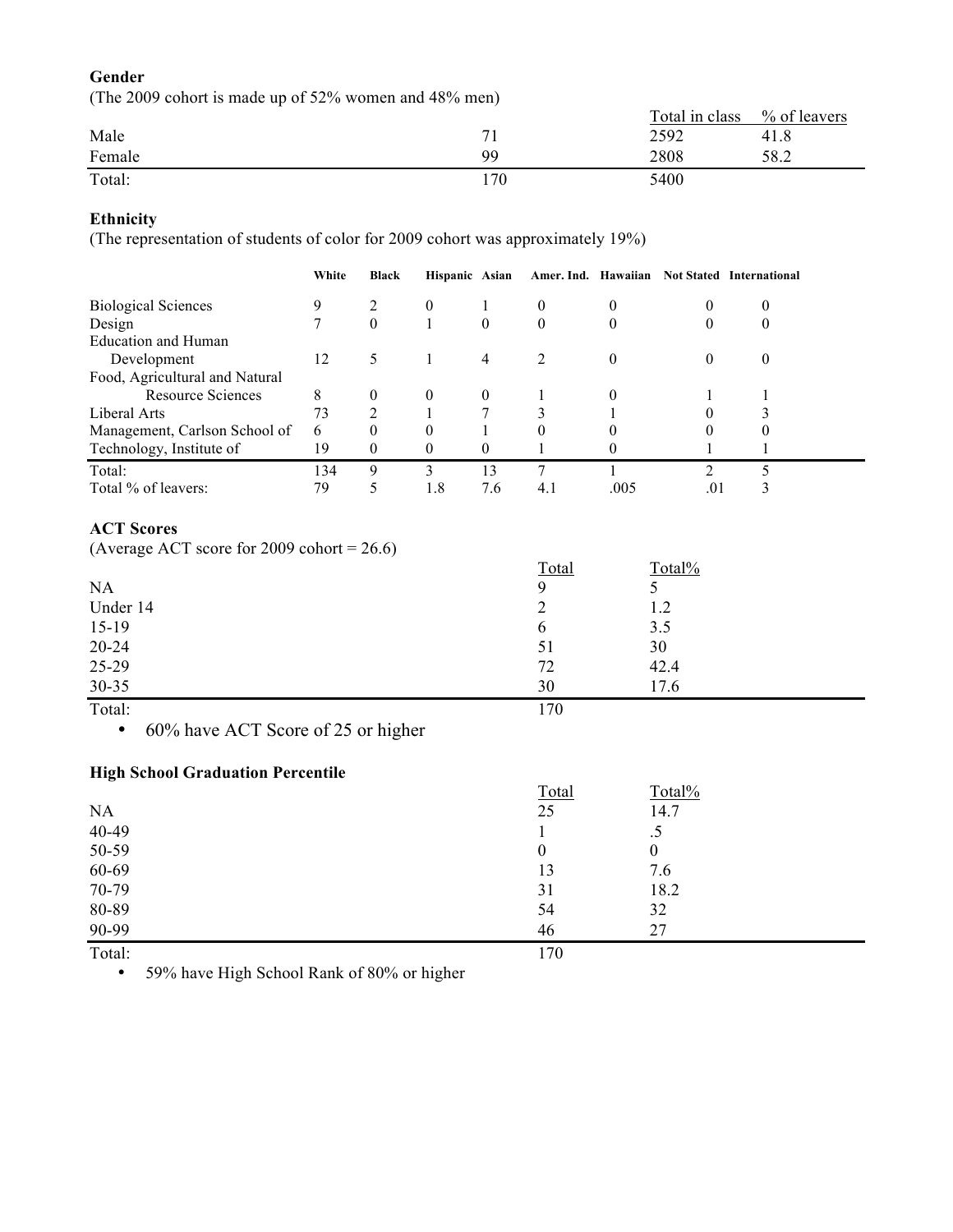**Gender**

(The 2009 cohort is made up of 52% women and 48% men)

| | | Total in class | % of leavers |
|---|---|---|---|
| Male | 71 | 2592 | 41.8 |
| Female | 99 | 2808 | 58.2 |
| Total: | 170 | 5400 | |

**Ethnicity**

(The representation of students of color for 2009 cohort was approximately 19%)

| | White | Black | Hispanic | Asian | Amer. Ind. | Hawaiian | Not Stated | International |
|---|---|---|---|---|---|---|---|---|
| Biological Sciences | 9 | 2 | 0 | 1 | 0 | 0 | 0 | 0 |
| Design | 7 | 0 | 1 | 0 | 0 | 0 | 0 | 0 |
| Education and Human Development | 12 | 5 | 1 | 4 | 2 | 0 | 0 | 0 |
| Food, Agricultural and Natural Resource Sciences | 8 | 0 | 0 | 0 | 1 | 0 | 1 | 1 |
| Liberal Arts | 73 | 2 | 1 | 7 | 3 | 1 | 0 | 3 |
| Management, Carlson School of | 6 | 0 | 0 | 1 | 0 | 0 | 0 | 0 |
| Technology, Institute of | 19 | 0 | 0 | 0 | 1 | 0 | 1 | 1 |
| Total: | 134 | 9 | 3 | 13 | 7 | 1 | 2 | 5 |
| Total % of leavers: | 79 | 5 | 1.8 | 7.6 | 4.1 | .005 | .01 | 3 |

**ACT Scores**

(Average ACT score for 2009 cohort = 26.6)

| | Total | Total% |
|---|---|---|
| NA | 9 | 5 |
| Under 14 | 2 | 1.2 |
| 15-19 | 6 | 3.5 |
| 20-24 | 51 | 30 |
| 25-29 | 72 | 42.4 |
| 30-35 | 30 | 17.6 |
| Total: | 170 | |

- 60% have ACT Score of 25 or higher

**High School Graduation Percentile**

| | Total | Total% |
|---|---|---|
| NA | 25 | 14.7 |
| 40-49 | 1 | .5 |
| 50-59 | 0 | 0 |
| 60-69 | 13 | 7.6 |
| 70-79 | 31 | 18.2 |
| 80-89 | 54 | 32 |
| 90-99 | 46 | 27 |
| Total: | 170 | |

- 59% have High School Rank of 80% or higher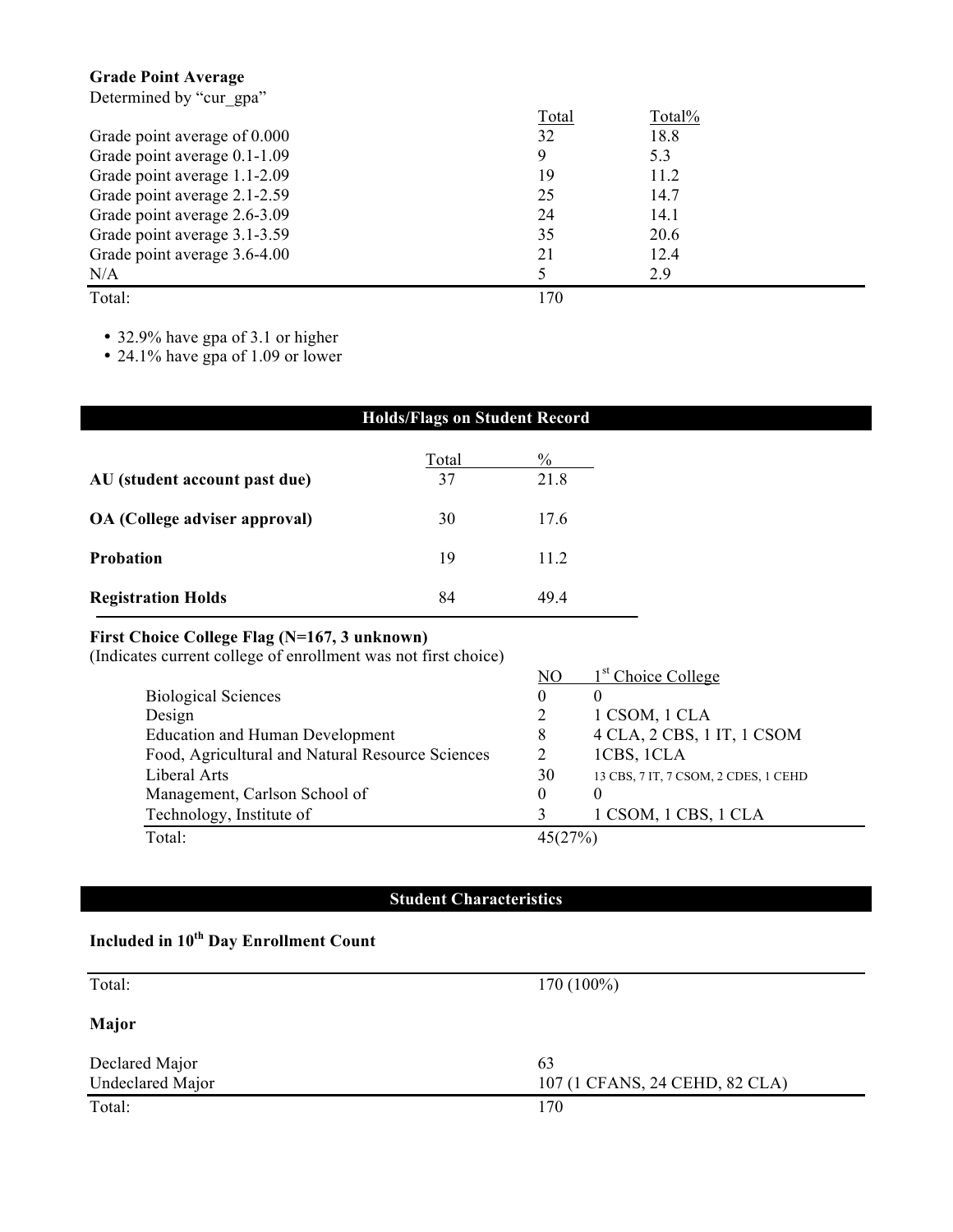### Grade Point Average

Determined by "cur_gpa"

| | Total | Total% |
|---|---|---|
| Grade point average of 0.000 | 32 | 18.8 |
| Grade point average 0.1-1.09 | 9 | 5.3 |
| Grade point average 1.1-2.09 | 19 | 11.2 |
| Grade point average 2.1-2.59 | 25 | 14.7 |
| Grade point average 2.6-3.09 | 24 | 14.1 |
| Grade point average 3.1-3.59 | 35 | 20.6 |
| Grade point average 3.6-4.00 | 21 | 12.4 |
| N/A | 5 | 2.9 |
| Total: | 170 | |

- 32.9% have gpa of 3.1 or higher
- 24.1% have gpa of 1.09 or lower

## Holds/Flags on Student Record

| | Total | % |
|---|---|---|
| **AU (student account past due)** | 37 | 21.8 |
| **OA (College adviser approval)** | 30 | 17.6 |
| **Probation** | 19 | 11.2 |
| **Registration Holds** | 84 | 49.4 |

### First Choice College Flag (N=167, 3 unknown)

(Indicates current college of enrollment was not first choice)

| | NO | 1st Choice College |
|---|---|---|
| Biological Sciences | 0 | 0 |
| Design | 2 | 1 CSOM, 1 CLA |
| Education and Human Development | 8 | 4 CLA, 2 CBS, 1 IT, 1 CSOM |
| Food, Agricultural and Natural Resource Sciences | 2 | 1CBS, 1CLA |
| Liberal Arts | 30 | 13 CBS, 7 IT, 7 CSOM, 2 CDES, 1 CEHD |
| Management, Carlson School of | 0 | 0 |
| Technology, Institute of | 3 | 1 CSOM, 1 CBS, 1 CLA |
| Total: | 45(27%) | |

## Student Characteristics

### Included in 10th Day Enrollment Count

| | |
|---|---|
| Total: | 170 (100%) |

### Major

| | |
|---|---|
| Declared Major | 63 |
| Undeclared Major | 107 (1 CFANS, 24 CEHD, 82 CLA) |
| Total: | 170 |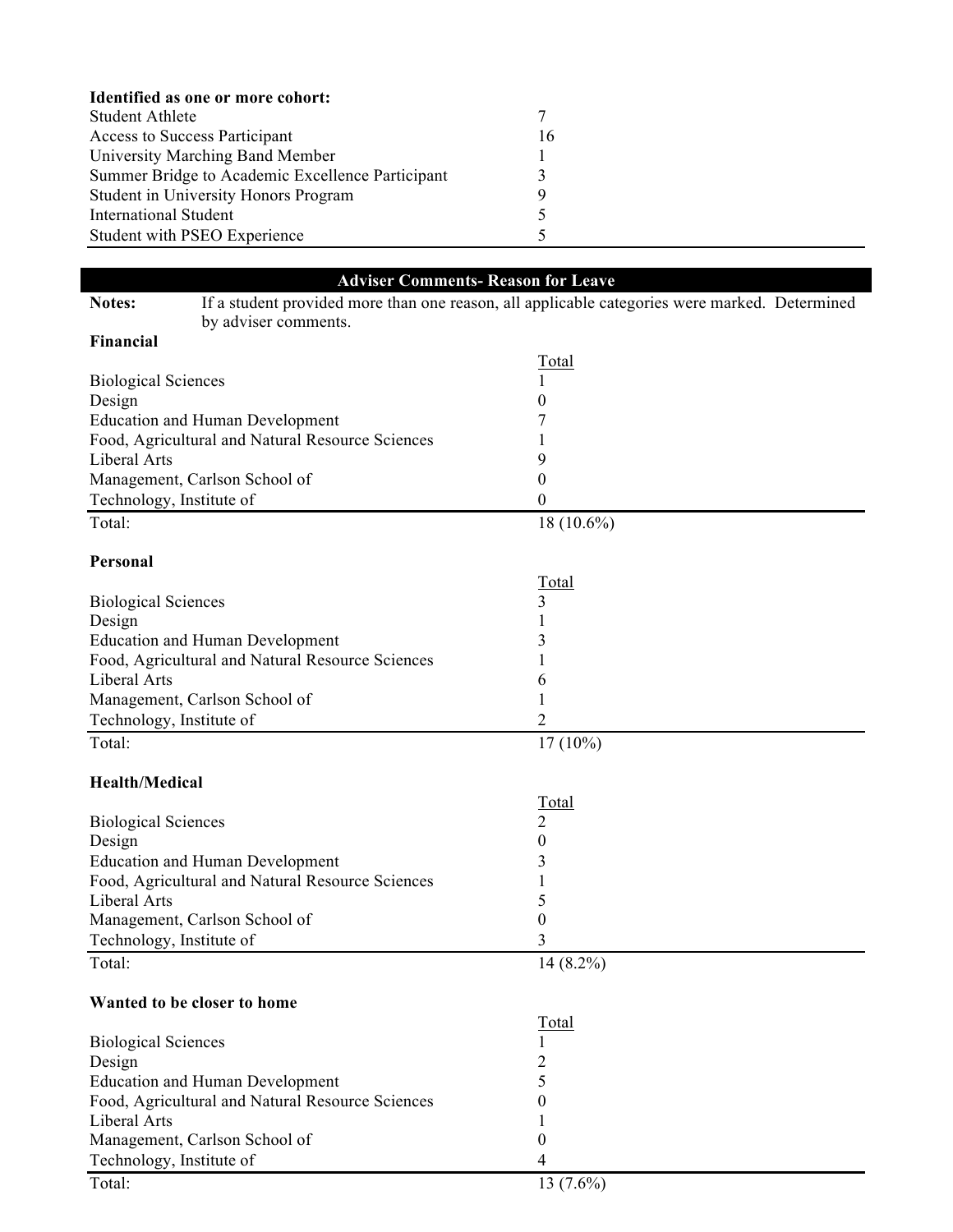**Identified as one or more cohort:**

| | |
|---|---|
| Student Athlete | 7 |
| Access to Success Participant | 16 |
| University Marching Band Member | 1 |
| Summer Bridge to Academic Excellence Participant | 3 |
| Student in University Honors Program | 9 |
| International Student | 5 |
| Student with PSEO Experience | 5 |

## Adviser Comments- Reason for Leave

**Notes:** If a student provided more than one reason, all applicable categories were marked. Determined by adviser comments.

### Financial

| | Total |
|---|---|
| Biological Sciences | 1 |
| Design | 0 |
| Education and Human Development | 7 |
| Food, Agricultural and Natural Resource Sciences | 1 |
| Liberal Arts | 9 |
| Management, Carlson School of | 0 |
| Technology, Institute of | 0 |
| Total: | 18 (10.6%) |

### Personal

| | Total |
|---|---|
| Biological Sciences | 3 |
| Design | 1 |
| Education and Human Development | 3 |
| Food, Agricultural and Natural Resource Sciences | 1 |
| Liberal Arts | 6 |
| Management, Carlson School of | 1 |
| Technology, Institute of | 2 |
| Total: | 17 (10%) |

### Health/Medical

| | Total |
|---|---|
| Biological Sciences | 2 |
| Design | 0 |
| Education and Human Development | 3 |
| Food, Agricultural and Natural Resource Sciences | 1 |
| Liberal Arts | 5 |
| Management, Carlson School of | 0 |
| Technology, Institute of | 3 |
| Total: | 14 (8.2%) |

### Wanted to be closer to home

| | Total |
|---|---|
| Biological Sciences | 1 |
| Design | 2 |
| Education and Human Development | 5 |
| Food, Agricultural and Natural Resource Sciences | 0 |
| Liberal Arts | 1 |
| Management, Carlson School of | 0 |
| Technology, Institute of | 4 |
| Total: | 13 (7.6%) |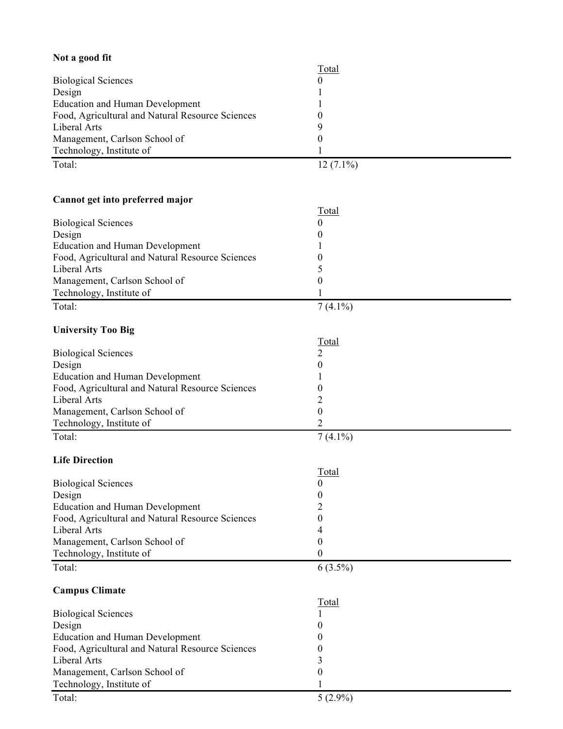**Not a good fit**

| | Total |
|---|---|
| Biological Sciences | 0 |
| Design | 1 |
| Education and Human Development | 1 |
| Food, Agricultural and Natural Resource Sciences | 0 |
| Liberal Arts | 9 |
| Management, Carlson School of | 0 |
| Technology, Institute of | 1 |
| Total: | 12 (7.1%) |

**Cannot get into preferred major**

| | Total |
|---|---|
| Biological Sciences | 0 |
| Design | 0 |
| Education and Human Development | 1 |
| Food, Agricultural and Natural Resource Sciences | 0 |
| Liberal Arts | 5 |
| Management, Carlson School of | 0 |
| Technology, Institute of | 1 |
| Total: | 7 (4.1%) |

**University Too Big**

| | Total |
|---|---|
| Biological Sciences | 2 |
| Design | 0 |
| Education and Human Development | 1 |
| Food, Agricultural and Natural Resource Sciences | 0 |
| Liberal Arts | 2 |
| Management, Carlson School of | 0 |
| Technology, Institute of | 2 |
| Total: | 7 (4.1%) |

**Life Direction**

| | Total |
|---|---|
| Biological Sciences | 0 |
| Design | 0 |
| Education and Human Development | 2 |
| Food, Agricultural and Natural Resource Sciences | 0 |
| Liberal Arts | 4 |
| Management, Carlson School of | 0 |
| Technology, Institute of | 0 |
| Total: | 6 (3.5%) |

**Campus Climate**

| | Total |
|---|---|
| Biological Sciences | 1 |
| Design | 0 |
| Education and Human Development | 0 |
| Food, Agricultural and Natural Resource Sciences | 0 |
| Liberal Arts | 3 |
| Management, Carlson School of | 0 |
| Technology, Institute of | 1 |
| Total: | 5 (2.9%) |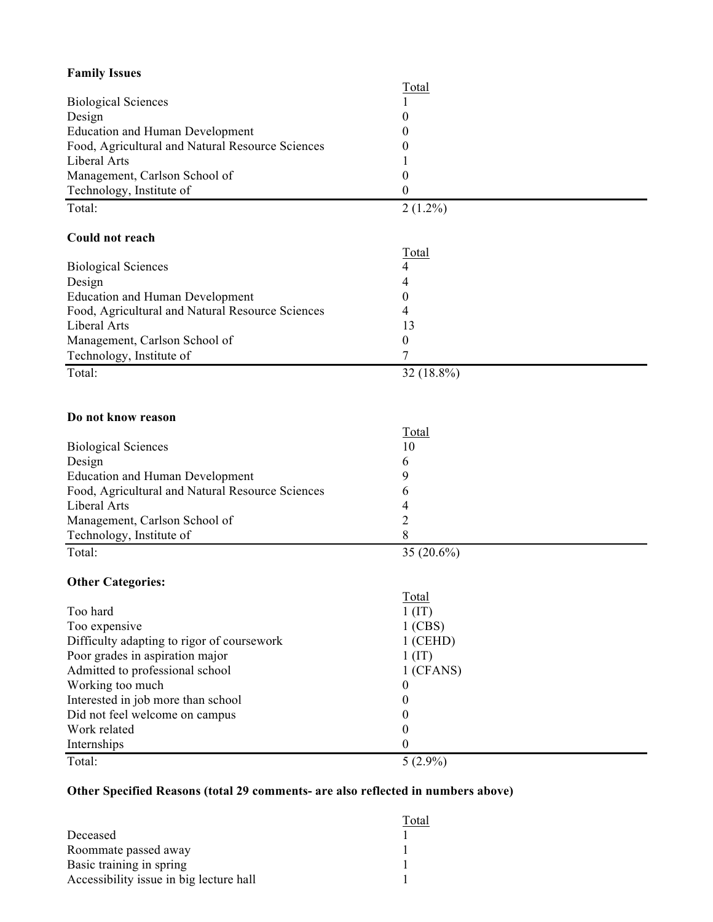**Family Issues**

| | Total |
|---|---|
| Biological Sciences | 1 |
| Design | 0 |
| Education and Human Development | 0 |
| Food, Agricultural and Natural Resource Sciences | 0 |
| Liberal Arts | 1 |
| Management, Carlson School of | 0 |
| Technology, Institute of | 0 |
| Total: | 2 (1.2%) |

**Could not reach**

| | Total |
|---|---|
| Biological Sciences | 4 |
| Design | 4 |
| Education and Human Development | 0 |
| Food, Agricultural and Natural Resource Sciences | 4 |
| Liberal Arts | 13 |
| Management, Carlson School of | 0 |
| Technology, Institute of | 7 |
| Total: | 32 (18.8%) |

**Do not know reason**

| | Total |
|---|---|
| Biological Sciences | 10 |
| Design | 6 |
| Education and Human Development | 9 |
| Food, Agricultural and Natural Resource Sciences | 6 |
| Liberal Arts | 4 |
| Management, Carlson School of | 2 |
| Technology, Institute of | 8 |
| Total: | 35 (20.6%) |

**Other Categories:**

| | Total |
|---|---|
| Too hard | 1 (IT) |
| Too expensive | 1 (CBS) |
| Difficulty adapting to rigor of coursework | 1 (CEHD) |
| Poor grades in aspiration major | 1 (IT) |
| Admitted to professional school | 1 (CFANS) |
| Working too much | 0 |
| Interested in job more than school | 0 |
| Did not feel welcome on campus | 0 |
| Work related | 0 |
| Internships | 0 |
| Total: | 5 (2.9%) |

**Other Specified Reasons (total 29 comments- are also reflected in numbers above)**

| | Total |
|---|---|
| Deceased | 1 |
| Roommate passed away | 1 |
| Basic training in spring | 1 |
| Accessibility issue in big lecture hall | 1 |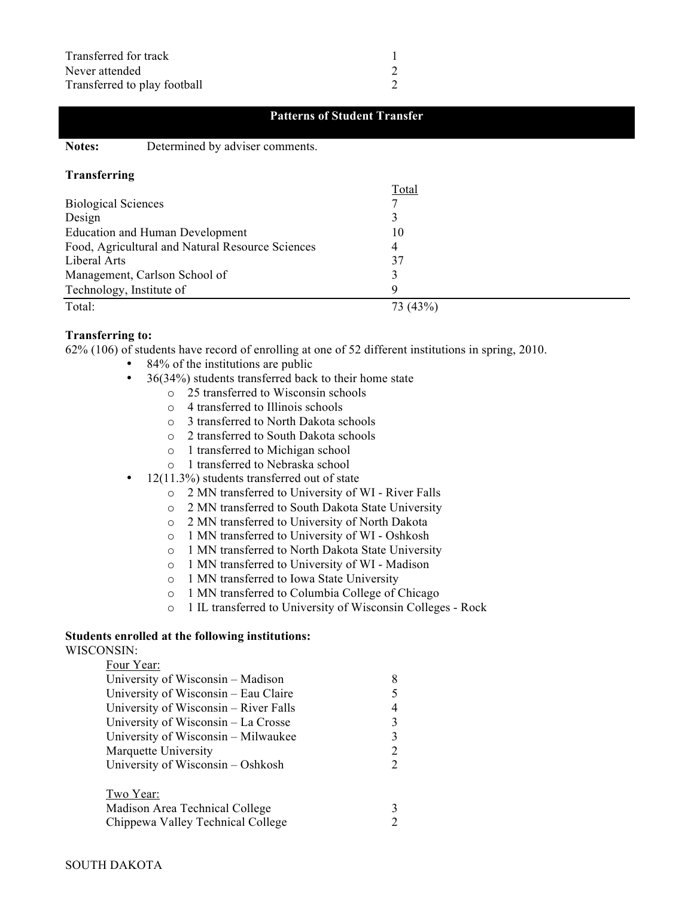| | |
|---|---|
| Transferred for track | 1 |
| Never attended | 2 |
| Transferred to play football | 2 |

## Patterns of Student Transfer

**Notes:** Determined by adviser comments.

**Transferring**

| | Total |
|---|---|
| Biological Sciences | 7 |
| Design | 3 |
| Education and Human Development | 10 |
| Food, Agricultural and Natural Resource Sciences | 4 |
| Liberal Arts | 37 |
| Management, Carlson School of | 3 |
| Technology, Institute of | 9 |
| Total: | 73 (43%) |

**Transferring to:**

62% (106) of students have record of enrolling at one of 52 different institutions in spring, 2010.

- 84% of the institutions are public
- 36(34%) students transferred back to their home state
  - 25 transferred to Wisconsin schools
  - 4 transferred to Illinois schools
  - 3 transferred to North Dakota schools
  - 2 transferred to South Dakota schools
  - 1 transferred to Michigan school
  - 1 transferred to Nebraska school
- 12(11.3%) students transferred out of state
  - 2 MN transferred to University of WI - River Falls
  - 2 MN transferred to South Dakota State University
  - 2 MN transferred to University of North Dakota
  - 1 MN transferred to University of WI - Oshkosh
  - 1 MN transferred to North Dakota State University
  - 1 MN transferred to University of WI - Madison
  - 1 MN transferred to Iowa State University
  - 1 MN transferred to Columbia College of Chicago
  - 1 IL transferred to University of Wisconsin Colleges - Rock

**Students enrolled at the following institutions:**

WISCONSIN:

Four Year:

| | |
|---|---|
| University of Wisconsin – Madison | 8 |
| University of Wisconsin – Eau Claire | 5 |
| University of Wisconsin – River Falls | 4 |
| University of Wisconsin – La Crosse | 3 |
| University of Wisconsin – Milwaukee | 3 |
| Marquette University | 2 |
| University of Wisconsin – Oshkosh | 2 |

Two Year:

| | |
|---|---|
| Madison Area Technical College | 3 |
| Chippewa Valley Technical College | 2 |

SOUTH DAKOTA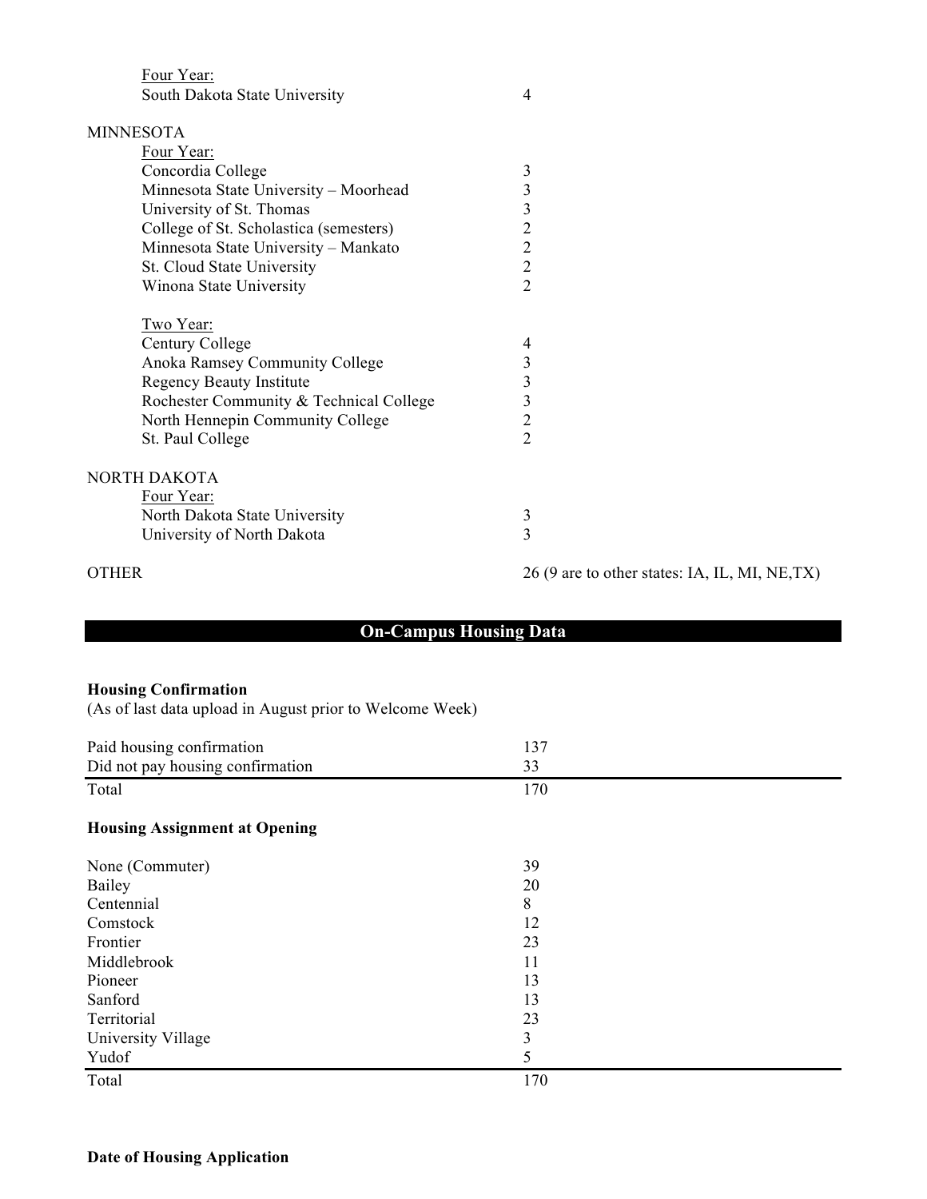Four Year:

| | |
|---|---|
| South Dakota State University | 4 |

MINNESOTA

Four Year:

| | |
|---|---|
| Concordia College | 3 |
| Minnesota State University – Moorhead | 3 |
| University of St. Thomas | 3 |
| College of St. Scholastica (semesters) | 2 |
| Minnesota State University – Mankato | 2 |
| St. Cloud State University | 2 |
| Winona State University | 2 |

Two Year:

| | |
|---|---|
| Century College | 4 |
| Anoka Ramsey Community College | 3 |
| Regency Beauty Institute | 3 |
| Rochester Community & Technical College | 3 |
| North Hennepin Community College | 2 |
| St. Paul College | 2 |

NORTH DAKOTA

Four Year:

| | |
|---|---|
| North Dakota State University | 3 |
| University of North Dakota | 3 |

| | |
|---|---|
| OTHER | 26 (9 are to other states: IA, IL, MI, NE,TX) |

## On-Campus Housing Data

**Housing Confirmation**
(As of last data upload in August prior to Welcome Week)

| | |
|---|---|
| Paid housing confirmation | 137 |
| Did not pay housing confirmation | 33 |
| Total | 170 |

**Housing Assignment at Opening**

| | |
|---|---|
| None (Commuter) | 39 |
| Bailey | 20 |
| Centennial | 8 |
| Comstock | 12 |
| Frontier | 23 |
| Middlebrook | 11 |
| Pioneer | 13 |
| Sanford | 13 |
| Territorial | 23 |
| University Village | 3 |
| Yudof | 5 |
| Total | 170 |

**Date of Housing Application**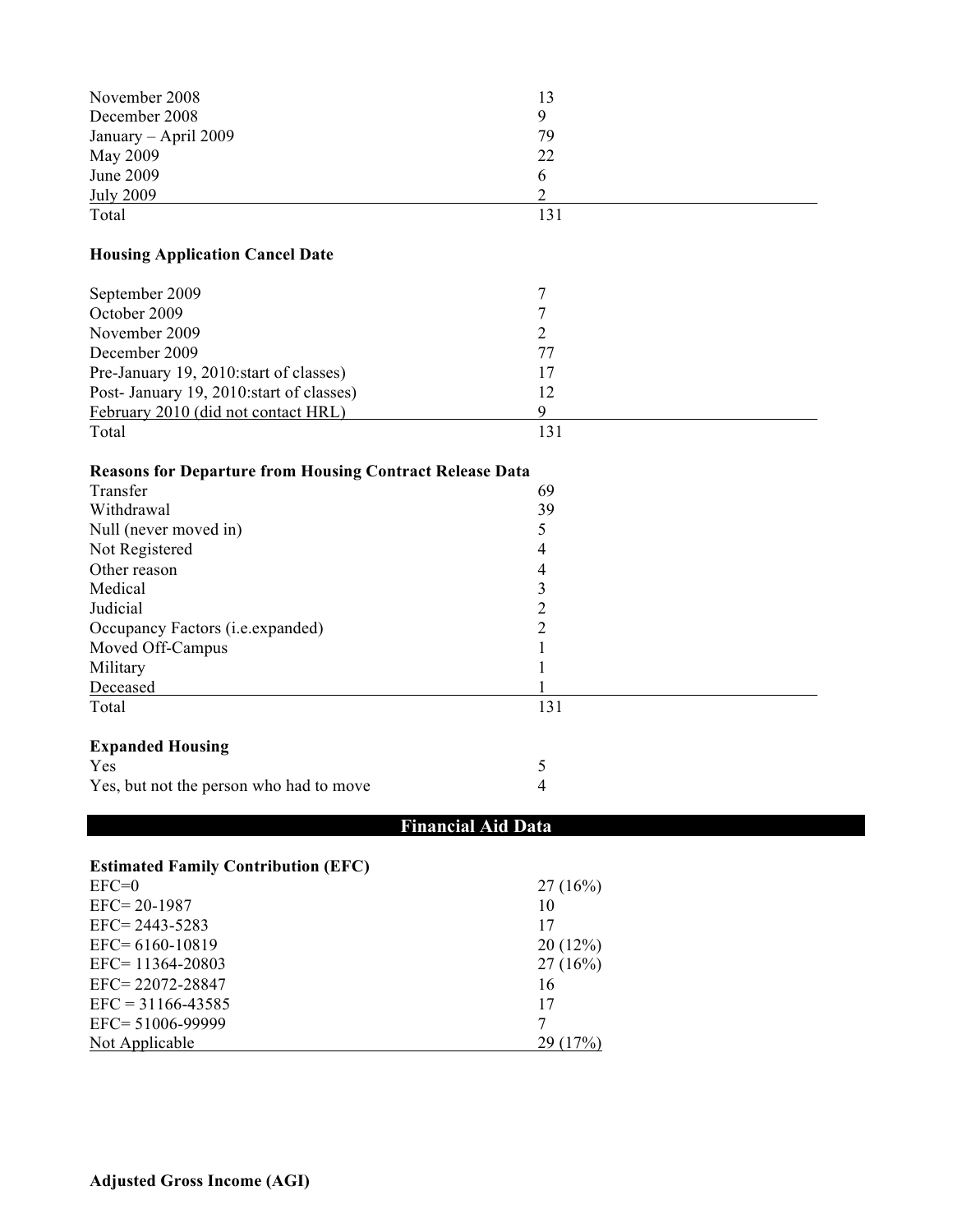| | |
|---|---|
| November 2008 | 13 |
| December 2008 | 9 |
| January – April 2009 | 79 |
| May 2009 | 22 |
| June 2009 | 6 |
| July 2009 | 2 |
| Total | 131 |

**Housing Application Cancel Date**

| | |
|---|---|
| September 2009 | 7 |
| October 2009 | 7 |
| November 2009 | 2 |
| December 2009 | 77 |
| Pre-January 19, 2010:start of classes) | 17 |
| Post- January 19, 2010:start of classes) | 12 |
| February 2010 (did not contact HRL) | 9 |
| Total | 131 |

**Reasons for Departure from Housing Contract Release Data**

| | |
|---|---|
| Transfer | 69 |
| Withdrawal | 39 |
| Null (never moved in) | 5 |
| Not Registered | 4 |
| Other reason | 4 |
| Medical | 3 |
| Judicial | 2 |
| Occupancy Factors (i.e.expanded) | 2 |
| Moved Off-Campus | 1 |
| Military | 1 |
| Deceased | 1 |
| Total | 131 |

**Expanded Housing**

| | |
|---|---|
| Yes | 5 |
| Yes, but not the person who had to move | 4 |

## Financial Aid Data

**Estimated Family Contribution (EFC)**

| | |
|---|---|
| EFC=0 | 27 (16%) |
| EFC= 20-1987 | 10 |
| EFC= 2443-5283 | 17 |
| EFC= 6160-10819 | 20 (12%) |
| EFC= 11364-20803 | 27 (16%) |
| EFC= 22072-28847 | 16 |
| EFC = 31166-43585 | 17 |
| EFC= 51006-99999 | 7 |
| Not Applicable | 29 (17%) |

**Adjusted Gross Income (AGI)**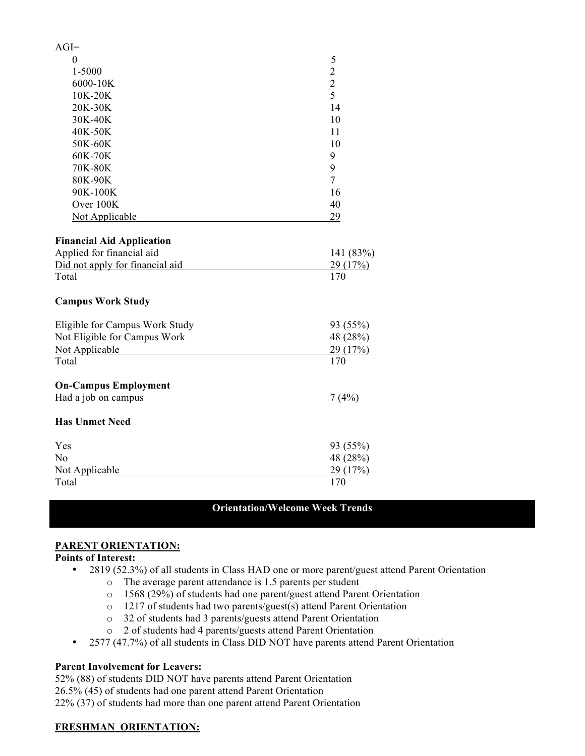AGI=

| | |
|---|---|
| 0 | 5 |
| 1-5000 | 2 |
| 6000-10K | 2 |
| 10K-20K | 5 |
| 20K-30K | 14 |
| 30K-40K | 10 |
| 40K-50K | 11 |
| 50K-60K | 10 |
| 60K-70K | 9 |
| 70K-80K | 9 |
| 80K-90K | 7 |
| 90K-100K | 16 |
| Over 100K | 40 |
| Not Applicable | 29 |

**Financial Aid Application**

| | |
|---|---|
| Applied for financial aid | 141 (83%) |
| Did not apply for financial aid | 29 (17%) |
| Total | 170 |

**Campus Work Study**

| | |
|---|---|
| Eligible for Campus Work Study | 93 (55%) |
| Not Eligible for Campus Work | 48 (28%) |
| Not Applicable | 29 (17%) |
| Total | 170 |

**On-Campus Employment**

| | |
|---|---|
| Had a job on campus | 7 (4%) |

**Has Unmet Need**

| | |
|---|---|
| Yes | 93 (55%) |
| No | 48 (28%) |
| Not Applicable | 29 (17%) |
| Total | 170 |

## Orientation/Welcome Week Trends

**PARENT ORIENTATION:**

**Points of Interest:**

- 2819 (52.3%) of all students in Class HAD one or more parent/guest attend Parent Orientation
    - The average parent attendance is 1.5 parents per student
    - 1568 (29%) of students had one parent/guest attend Parent Orientation
    - 1217 of students had two parents/guest(s) attend Parent Orientation
    - 32 of students had 3 parents/guests attend Parent Orientation
    - 2 of students had 4 parents/guests attend Parent Orientation
- 2577 (47.7%) of all students in Class DID NOT have parents attend Parent Orientation

**Parent Involvement for Leavers:**

52% (88) of students DID NOT have parents attend Parent Orientation
26.5% (45) of students had one parent attend Parent Orientation
22% (37) of students had more than one parent attend Parent Orientation

**FRESHMAN ORIENTATION:**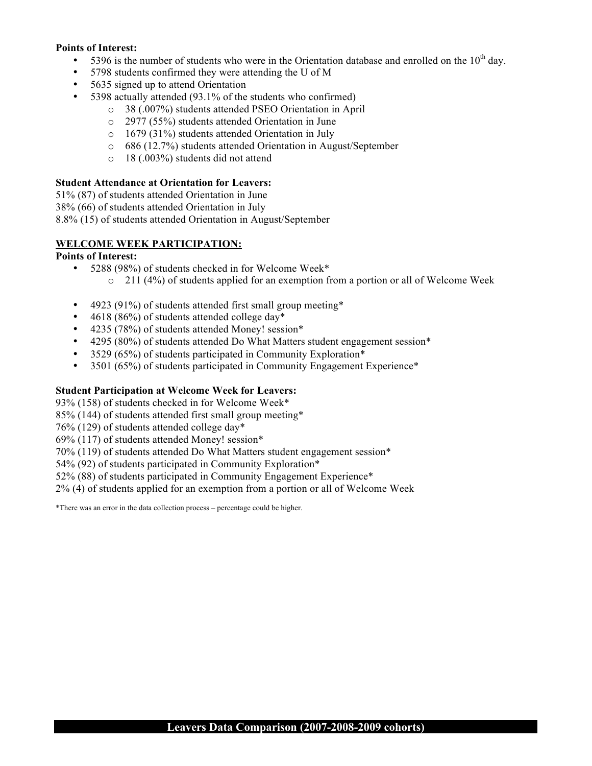**Points of Interest:**

- 5396 is the number of students who were in the Orientation database and enrolled on the 10th day.
- 5798 students confirmed they were attending the U of M
- 5635 signed up to attend Orientation
- 5398 actually attended (93.1% of the students who confirmed)
    - 38 (.007%) students attended PSEO Orientation in April
    - 2977 (55%) students attended Orientation in June
    - 1679 (31%) students attended Orientation in July
    - 686 (12.7%) students attended Orientation in August/September
    - 18 (.003%) students did not attend

**Student Attendance at Orientation for Leavers:**

51% (87) of students attended Orientation in June
38% (66) of students attended Orientation in July
8.8% (15) of students attended Orientation in August/September

**WELCOME WEEK PARTICIPATION:**

**Points of Interest:**

- 5288 (98%) of students checked in for Welcome Week*
    - 211 (4%) of students applied for an exemption from a portion or all of Welcome Week
- 4923 (91%) of students attended first small group meeting*
- 4618 (86%) of students attended college day*
- 4235 (78%) of students attended Money! session*
- 4295 (80%) of students attended Do What Matters student engagement session*
- 3529 (65%) of students participated in Community Exploration*
- 3501 (65%) of students participated in Community Engagement Experience*

**Student Participation at Welcome Week for Leavers:**

93% (158) of students checked in for Welcome Week*
85% (144) of students attended first small group meeting*
76% (129) of students attended college day*
69% (117) of students attended Money! session*
70% (119) of students attended Do What Matters student engagement session*
54% (92) of students participated in Community Exploration*
52% (88) of students participated in Community Engagement Experience*
2% (4) of students applied for an exemption from a portion or all of Welcome Week

*There was an error in the data collection process – percentage could be higher.

**Leavers Data Comparison (2007-2008-2009 cohorts)**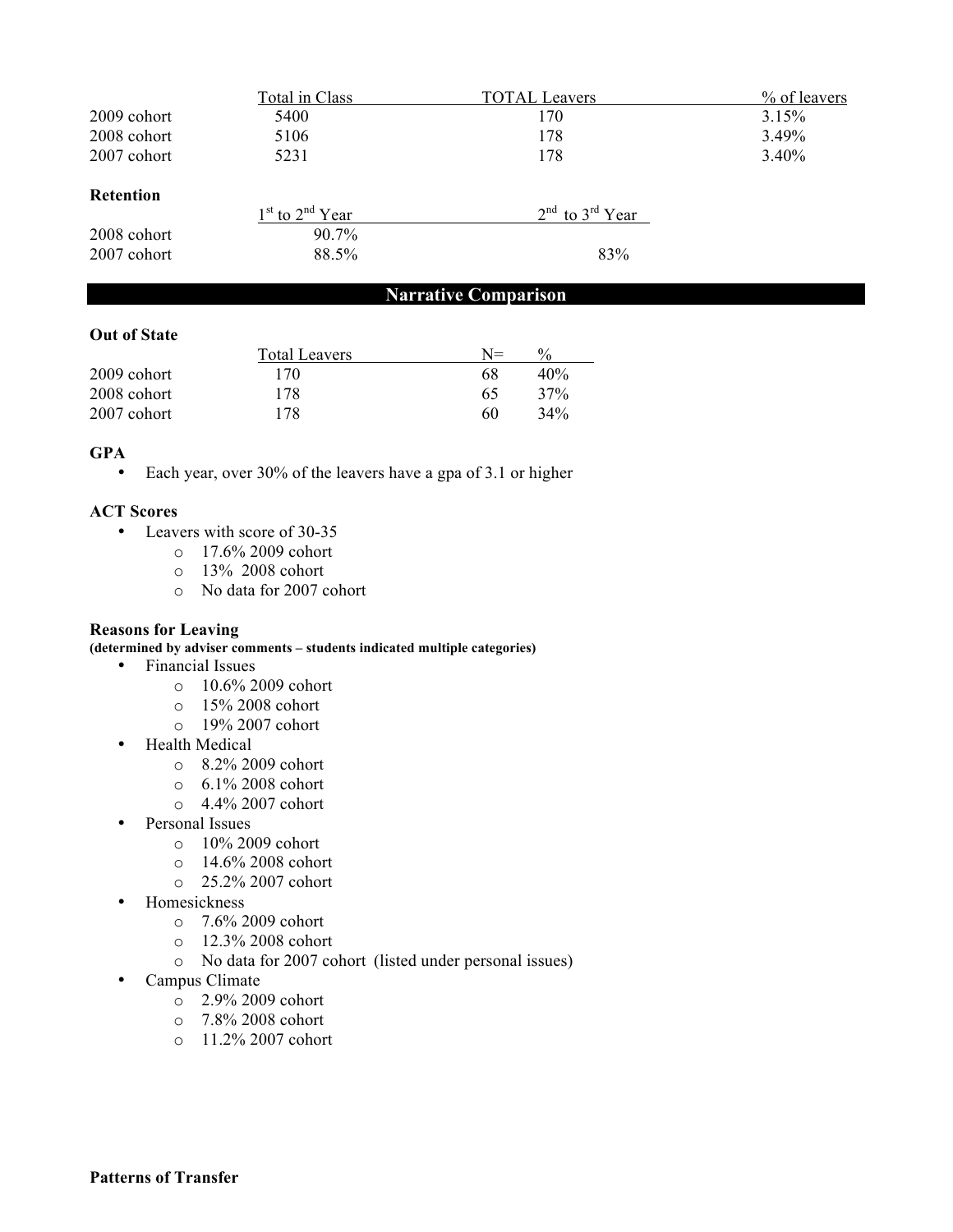| | Total in Class | TOTAL Leavers | % of leavers |
|---|---|---|---|
| 2009 cohort | 5400 | 170 | 3.15% |
| 2008 cohort | 5106 | 178 | 3.49% |
| 2007 cohort | 5231 | 178 | 3.40% |

**Retention**

| | 1st to 2nd Year | 2nd to 3rd Year |
|---|---|---|
| 2008 cohort | 90.7% | |
| 2007 cohort | 88.5% | 83% |

## Narrative Comparison

**Out of State**

| | Total Leavers | N= | % |
|---|---|---|---|
| 2009 cohort | 170 | 68 | 40% |
| 2008 cohort | 178 | 65 | 37% |
| 2007 cohort | 178 | 60 | 34% |

**GPA**

- Each year, over 30% of the leavers have a gpa of 3.1 or higher

**ACT Scores**

- Leavers with score of 30-35
  - 17.6% 2009 cohort
  - 13% 2008 cohort
  - No data for 2007 cohort

**Reasons for Leaving**
**(determined by adviser comments – students indicated multiple categories)**

- Financial Issues
  - 10.6% 2009 cohort
  - 15% 2008 cohort
  - 19% 2007 cohort
- Health Medical
  - 8.2% 2009 cohort
  - 6.1% 2008 cohort
  - 4.4% 2007 cohort
- Personal Issues
  - 10% 2009 cohort
  - 14.6% 2008 cohort
  - 25.2% 2007 cohort
- Homesickness
  - 7.6% 2009 cohort
  - 12.3% 2008 cohort
  - No data for 2007 cohort (listed under personal issues)
- Campus Climate
  - 2.9% 2009 cohort
  - 7.8% 2008 cohort
  - 11.2% 2007 cohort

**Patterns of Transfer**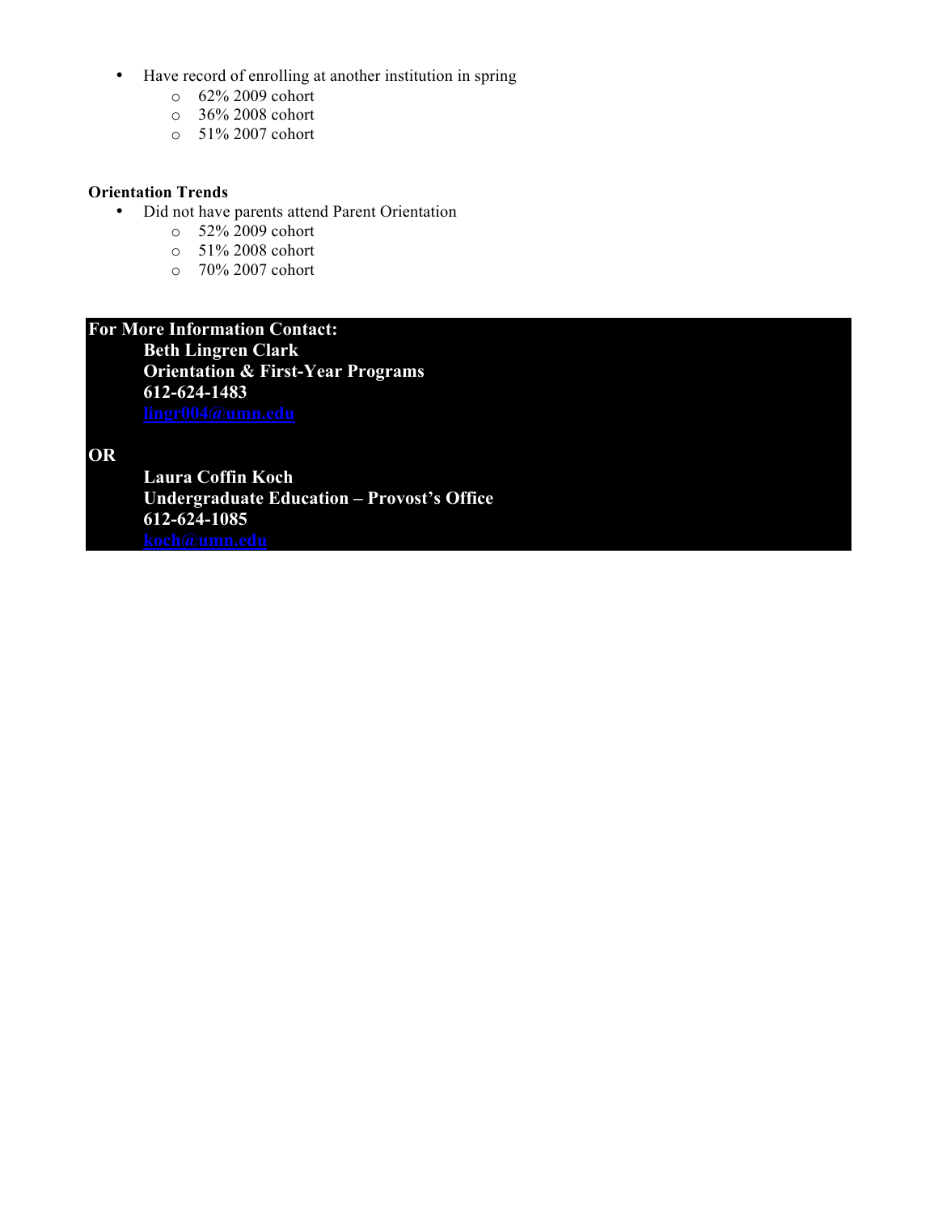- Have record of enrolling at another institution in spring
  - 62% 2009 cohort
  - 36% 2008 cohort
  - 51% 2007 cohort

**Orientation Trends**

- Did not have parents attend Parent Orientation
  - 52% 2009 cohort
  - 51% 2008 cohort
  - 70% 2007 cohort

**For More Information Contact:**

**Beth Lingren Clark**
**Orientation & First-Year Programs**
**612-624-1483**
**lingr004@umn.edu**

**OR**

**Laura Coffin Koch**
**Undergraduate Education – Provost's Office**
**612-624-1085**
**koch@umn.edu**